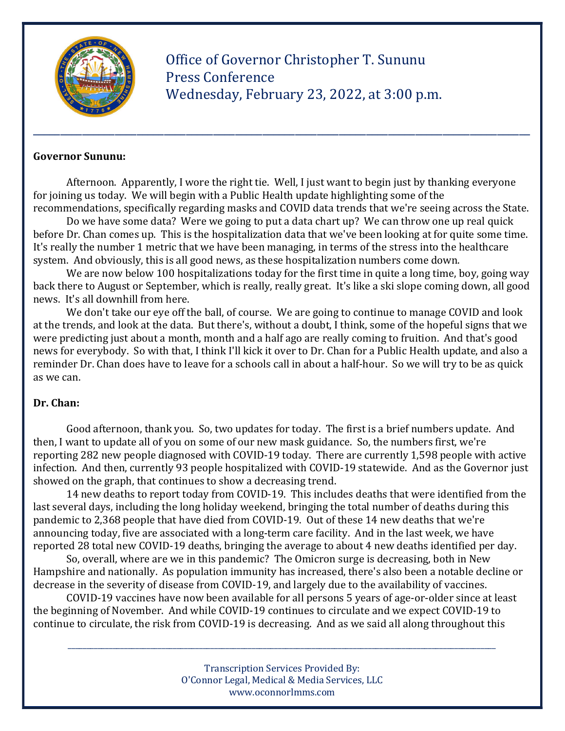Office of Governor Christopher T. Sununu
Press Conference
Wednesday, February 23, 2022, at 3:00 p.m.

---

**Governor Sununu:**

Afternoon. Apparently, I wore the right tie. Well, I just want to begin just by thanking everyone for joining us today. We will begin with a Public Health update highlighting some of the recommendations, specifically regarding masks and COVID data trends that we're seeing across the State.

Do we have some data? Were we going to put a data chart up? We can throw one up real quick before Dr. Chan comes up. This is the hospitalization data that we've been looking at for quite some time. It's really the number 1 metric that we have been managing, in terms of the stress into the healthcare system. And obviously, this is all good news, as these hospitalization numbers come down.

We are now below 100 hospitalizations today for the first time in quite a long time, boy, going way back there to August or September, which is really, really great. It's like a ski slope coming down, all good news. It's all downhill from here.

We don't take our eye off the ball, of course. We are going to continue to manage COVID and look at the trends, and look at the data. But there's, without a doubt, I think, some of the hopeful signs that we were predicting just about a month, month and a half ago are really coming to fruition. And that's good news for everybody. So with that, I think I'll kick it over to Dr. Chan for a Public Health update, and also a reminder Dr. Chan does have to leave for a schools call in about a half-hour. So we will try to be as quick as we can.

**Dr. Chan:**

Good afternoon, thank you. So, two updates for today. The first is a brief numbers update. And then, I want to update all of you on some of our new mask guidance. So, the numbers first, we're reporting 282 new people diagnosed with COVID-19 today. There are currently 1,598 people with active infection. And then, currently 93 people hospitalized with COVID-19 statewide. And as the Governor just showed on the graph, that continues to show a decreasing trend.

14 new deaths to report today from COVID-19. This includes deaths that were identified from the last several days, including the long holiday weekend, bringing the total number of deaths during this pandemic to 2,368 people that have died from COVID-19. Out of these 14 new deaths that we're announcing today, five are associated with a long-term care facility. And in the last week, we have reported 28 total new COVID-19 deaths, bringing the average to about 4 new deaths identified per day.

So, overall, where are we in this pandemic? The Omicron surge is decreasing, both in New Hampshire and nationally. As population immunity has increased, there's also been a notable decline or decrease in the severity of disease from COVID-19, and largely due to the availability of vaccines.

COVID-19 vaccines have now been available for all persons 5 years of age-or-older since at least the beginning of November. And while COVID-19 continues to circulate and we expect COVID-19 to continue to circulate, the risk from COVID-19 is decreasing. And as we said all along throughout this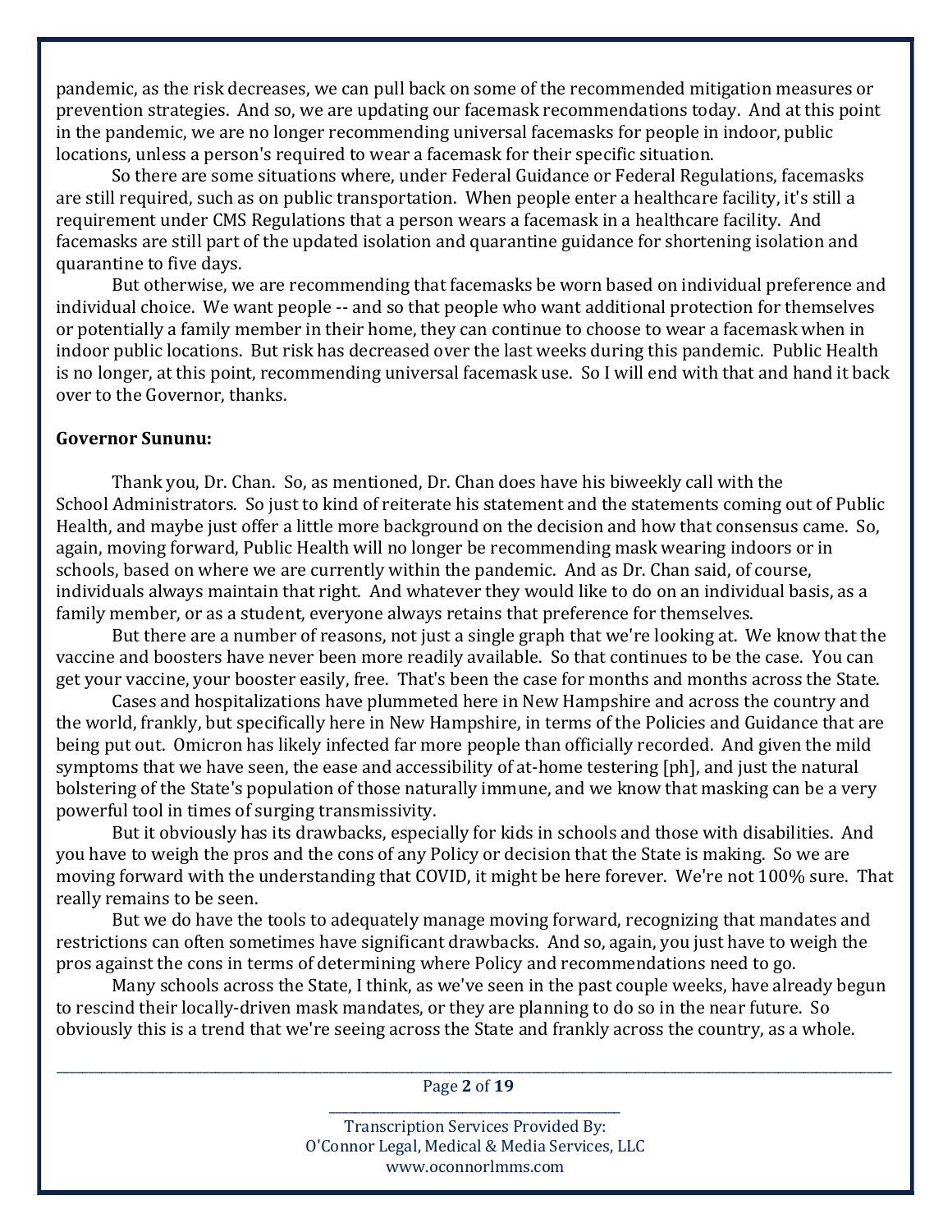pandemic, as the risk decreases, we can pull back on some of the recommended mitigation measures or prevention strategies. And so, we are updating our facemask recommendations today. And at this point in the pandemic, we are no longer recommending universal facemasks for people in indoor, public locations, unless a person's required to wear a facemask for their specific situation.

So there are some situations where, under Federal Guidance or Federal Regulations, facemasks are still required, such as on public transportation. When people enter a healthcare facility, it's still a requirement under CMS Regulations that a person wears a facemask in a healthcare facility. And facemasks are still part of the updated isolation and quarantine guidance for shortening isolation and quarantine to five days.

But otherwise, we are recommending that facemasks be worn based on individual preference and individual choice. We want people -- and so that people who want additional protection for themselves or potentially a family member in their home, they can continue to choose to wear a facemask when in indoor public locations. But risk has decreased over the last weeks during this pandemic. Public Health is no longer, at this point, recommending universal facemask use. So I will end with that and hand it back over to the Governor, thanks.

**Governor Sununu:**

Thank you, Dr. Chan. So, as mentioned, Dr. Chan does have his biweekly call with the School Administrators. So just to kind of reiterate his statement and the statements coming out of Public Health, and maybe just offer a little more background on the decision and how that consensus came. So, again, moving forward, Public Health will no longer be recommending mask wearing indoors or in schools, based on where we are currently within the pandemic. And as Dr. Chan said, of course, individuals always maintain that right. And whatever they would like to do on an individual basis, as a family member, or as a student, everyone always retains that preference for themselves.

But there are a number of reasons, not just a single graph that we're looking at. We know that the vaccine and boosters have never been more readily available. So that continues to be the case. You can get your vaccine, your booster easily, free. That's been the case for months and months across the State.

Cases and hospitalizations have plummeted here in New Hampshire and across the country and the world, frankly, but specifically here in New Hampshire, in terms of the Policies and Guidance that are being put out. Omicron has likely infected far more people than officially recorded. And given the mild symptoms that we have seen, the ease and accessibility of at-home testering [ph], and just the natural bolstering of the State's population of those naturally immune, and we know that masking can be a very powerful tool in times of surging transmissivity.

But it obviously has its drawbacks, especially for kids in schools and those with disabilities. And you have to weigh the pros and the cons of any Policy or decision that the State is making. So we are moving forward with the understanding that COVID, it might be here forever. We're not 100% sure. That really remains to be seen.

But we do have the tools to adequately manage moving forward, recognizing that mandates and restrictions can often sometimes have significant drawbacks. And so, again, you just have to weigh the pros against the cons in terms of determining where Policy and recommendations need to go.

Many schools across the State, I think, as we've seen in the past couple weeks, have already begun to rescind their locally-driven mask mandates, or they are planning to do so in the near future. So obviously this is a trend that we're seeing across the State and frankly across the country, as a whole.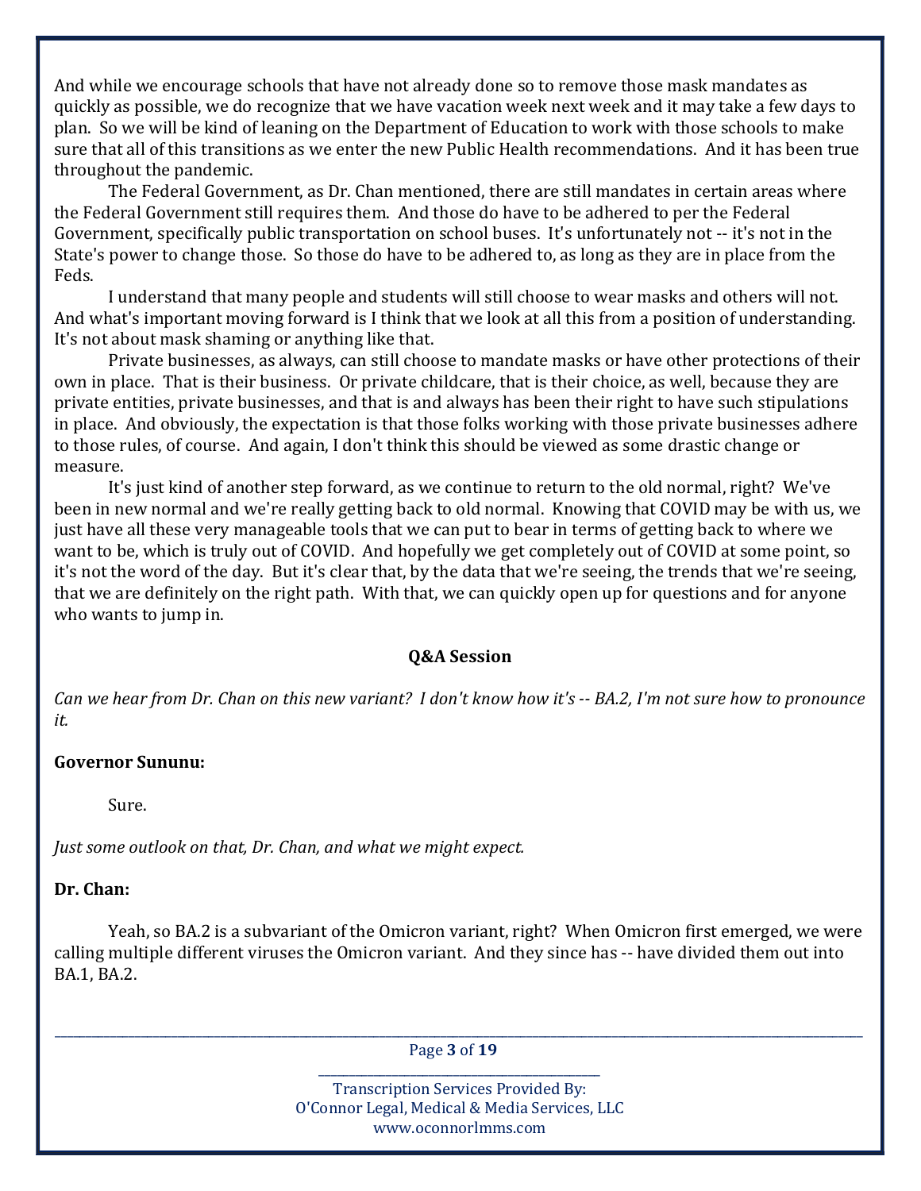And while we encourage schools that have not already done so to remove those mask mandates as quickly as possible, we do recognize that we have vacation week next week and it may take a few days to plan. So we will be kind of leaning on the Department of Education to work with those schools to make sure that all of this transitions as we enter the new Public Health recommendations. And it has been true throughout the pandemic.

The Federal Government, as Dr. Chan mentioned, there are still mandates in certain areas where the Federal Government still requires them. And those do have to be adhered to per the Federal Government, specifically public transportation on school buses. It's unfortunately not -- it's not in the State's power to change those. So those do have to be adhered to, as long as they are in place from the Feds.

I understand that many people and students will still choose to wear masks and others will not. And what's important moving forward is I think that we look at all this from a position of understanding. It's not about mask shaming or anything like that.

Private businesses, as always, can still choose to mandate masks or have other protections of their own in place. That is their business. Or private childcare, that is their choice, as well, because they are private entities, private businesses, and that is and always has been their right to have such stipulations in place. And obviously, the expectation is that those folks working with those private businesses adhere to those rules, of course. And again, I don't think this should be viewed as some drastic change or measure.

It's just kind of another step forward, as we continue to return to the old normal, right? We've been in new normal and we're really getting back to old normal. Knowing that COVID may be with us, we just have all these very manageable tools that we can put to bear in terms of getting back to where we want to be, which is truly out of COVID. And hopefully we get completely out of COVID at some point, so it's not the word of the day. But it's clear that, by the data that we're seeing, the trends that we're seeing, that we are definitely on the right path. With that, we can quickly open up for questions and for anyone who wants to jump in.

**Q&A Session**

*Can we hear from Dr. Chan on this new variant? I don't know how it's -- BA.2, I'm not sure how to pronounce it.*

**Governor Sununu:**

Sure.

*Just some outlook on that, Dr. Chan, and what we might expect.*

**Dr. Chan:**

Yeah, so BA.2 is a subvariant of the Omicron variant, right? When Omicron first emerged, we were calling multiple different viruses the Omicron variant. And they since has -- have divided them out into BA.1, BA.2.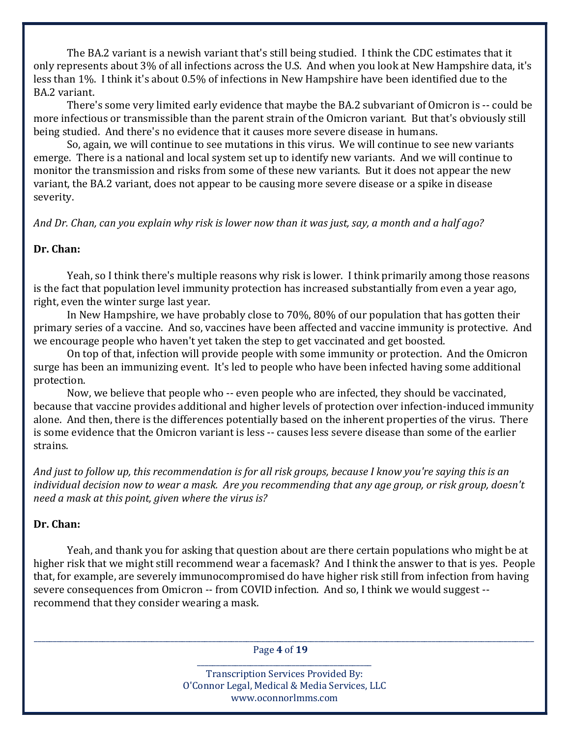The BA.2 variant is a newish variant that's still being studied. I think the CDC estimates that it only represents about 3% of all infections across the U.S. And when you look at New Hampshire data, it's less than 1%. I think it's about 0.5% of infections in New Hampshire have been identified due to the BA.2 variant.

There's some very limited early evidence that maybe the BA.2 subvariant of Omicron is -- could be more infectious or transmissible than the parent strain of the Omicron variant. But that's obviously still being studied. And there's no evidence that it causes more severe disease in humans.

So, again, we will continue to see mutations in this virus. We will continue to see new variants emerge. There is a national and local system set up to identify new variants. And we will continue to monitor the transmission and risks from some of these new variants. But it does not appear the new variant, the BA.2 variant, does not appear to be causing more severe disease or a spike in disease severity.

*And Dr. Chan, can you explain why risk is lower now than it was just, say, a month and a half ago?*

**Dr. Chan:**

Yeah, so I think there's multiple reasons why risk is lower. I think primarily among those reasons is the fact that population level immunity protection has increased substantially from even a year ago, right, even the winter surge last year.

In New Hampshire, we have probably close to 70%, 80% of our population that has gotten their primary series of a vaccine. And so, vaccines have been affected and vaccine immunity is protective. And we encourage people who haven't yet taken the step to get vaccinated and get boosted.

On top of that, infection will provide people with some immunity or protection. And the Omicron surge has been an immunizing event. It's led to people who have been infected having some additional protection.

Now, we believe that people who -- even people who are infected, they should be vaccinated, because that vaccine provides additional and higher levels of protection over infection-induced immunity alone. And then, there is the differences potentially based on the inherent properties of the virus. There is some evidence that the Omicron variant is less -- causes less severe disease than some of the earlier strains.

*And just to follow up, this recommendation is for all risk groups, because I know you're saying this is an individual decision now to wear a mask. Are you recommending that any age group, or risk group, doesn't need a mask at this point, given where the virus is?*

**Dr. Chan:**

Yeah, and thank you for asking that question about are there certain populations who might be at higher risk that we might still recommend wear a facemask? And I think the answer to that is yes. People that, for example, are severely immunocompromised do have higher risk still from infection from having severe consequences from Omicron -- from COVID infection. And so, I think we would suggest -- recommend that they consider wearing a mask.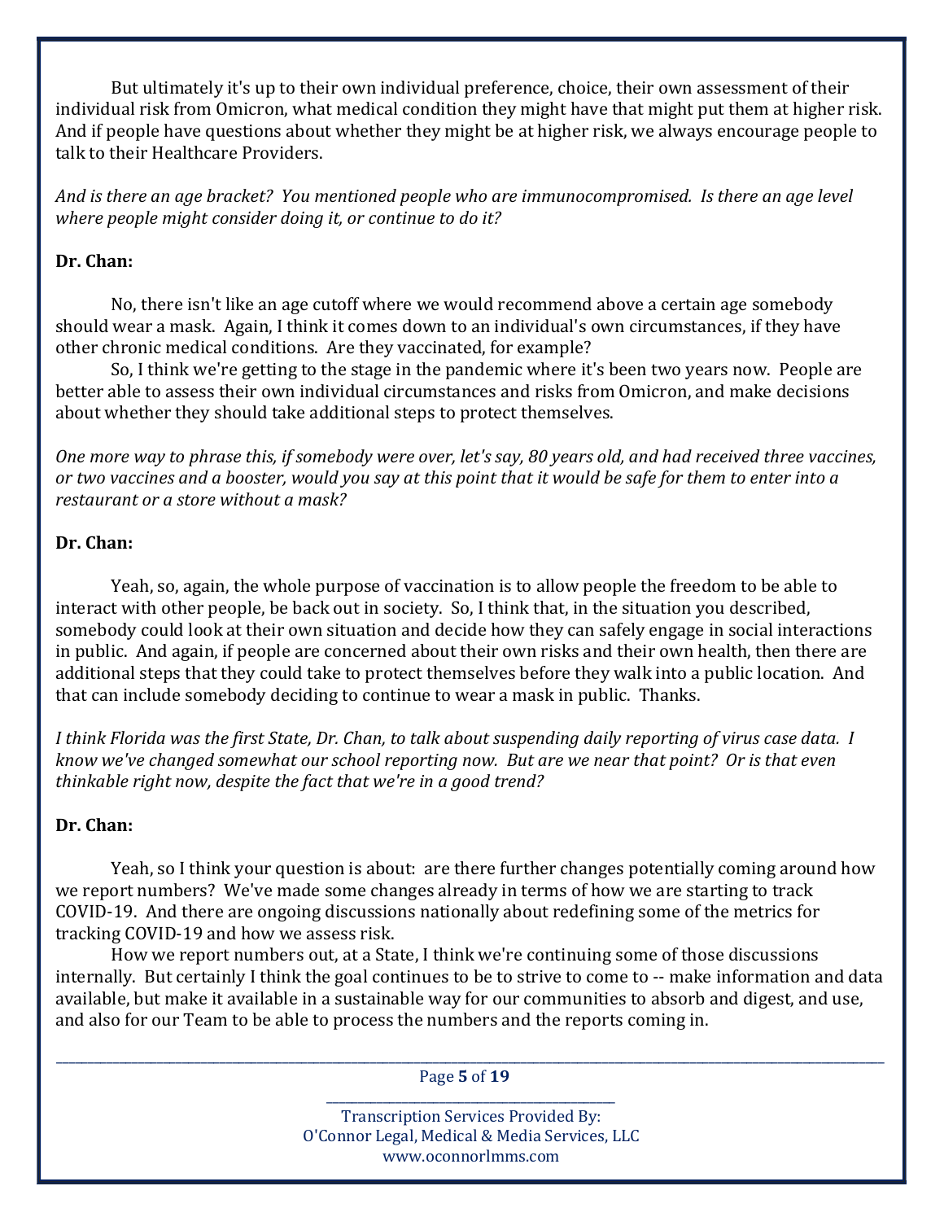But ultimately it's up to their own individual preference, choice, their own assessment of their individual risk from Omicron, what medical condition they might have that might put them at higher risk. And if people have questions about whether they might be at higher risk, we always encourage people to talk to their Healthcare Providers.

*And is there an age bracket? You mentioned people who are immunocompromised. Is there an age level where people might consider doing it, or continue to do it?*

**Dr. Chan:**

No, there isn't like an age cutoff where we would recommend above a certain age somebody should wear a mask. Again, I think it comes down to an individual's own circumstances, if they have other chronic medical conditions. Are they vaccinated, for example?

So, I think we're getting to the stage in the pandemic where it's been two years now. People are better able to assess their own individual circumstances and risks from Omicron, and make decisions about whether they should take additional steps to protect themselves.

*One more way to phrase this, if somebody were over, let's say, 80 years old, and had received three vaccines, or two vaccines and a booster, would you say at this point that it would be safe for them to enter into a restaurant or a store without a mask?*

**Dr. Chan:**

Yeah, so, again, the whole purpose of vaccination is to allow people the freedom to be able to interact with other people, be back out in society. So, I think that, in the situation you described, somebody could look at their own situation and decide how they can safely engage in social interactions in public. And again, if people are concerned about their own risks and their own health, then there are additional steps that they could take to protect themselves before they walk into a public location. And that can include somebody deciding to continue to wear a mask in public. Thanks.

*I think Florida was the first State, Dr. Chan, to talk about suspending daily reporting of virus case data. I know we've changed somewhat our school reporting now. But are we near that point? Or is that even thinkable right now, despite the fact that we're in a good trend?*

**Dr. Chan:**

Yeah, so I think your question is about: are there further changes potentially coming around how we report numbers? We've made some changes already in terms of how we are starting to track COVID-19. And there are ongoing discussions nationally about redefining some of the metrics for tracking COVID-19 and how we assess risk.

How we report numbers out, at a State, I think we're continuing some of those discussions internally. But certainly I think the goal continues to be to strive to come to -- make information and data available, but make it available in a sustainable way for our communities to absorb and digest, and use, and also for our Team to be able to process the numbers and the reports coming in.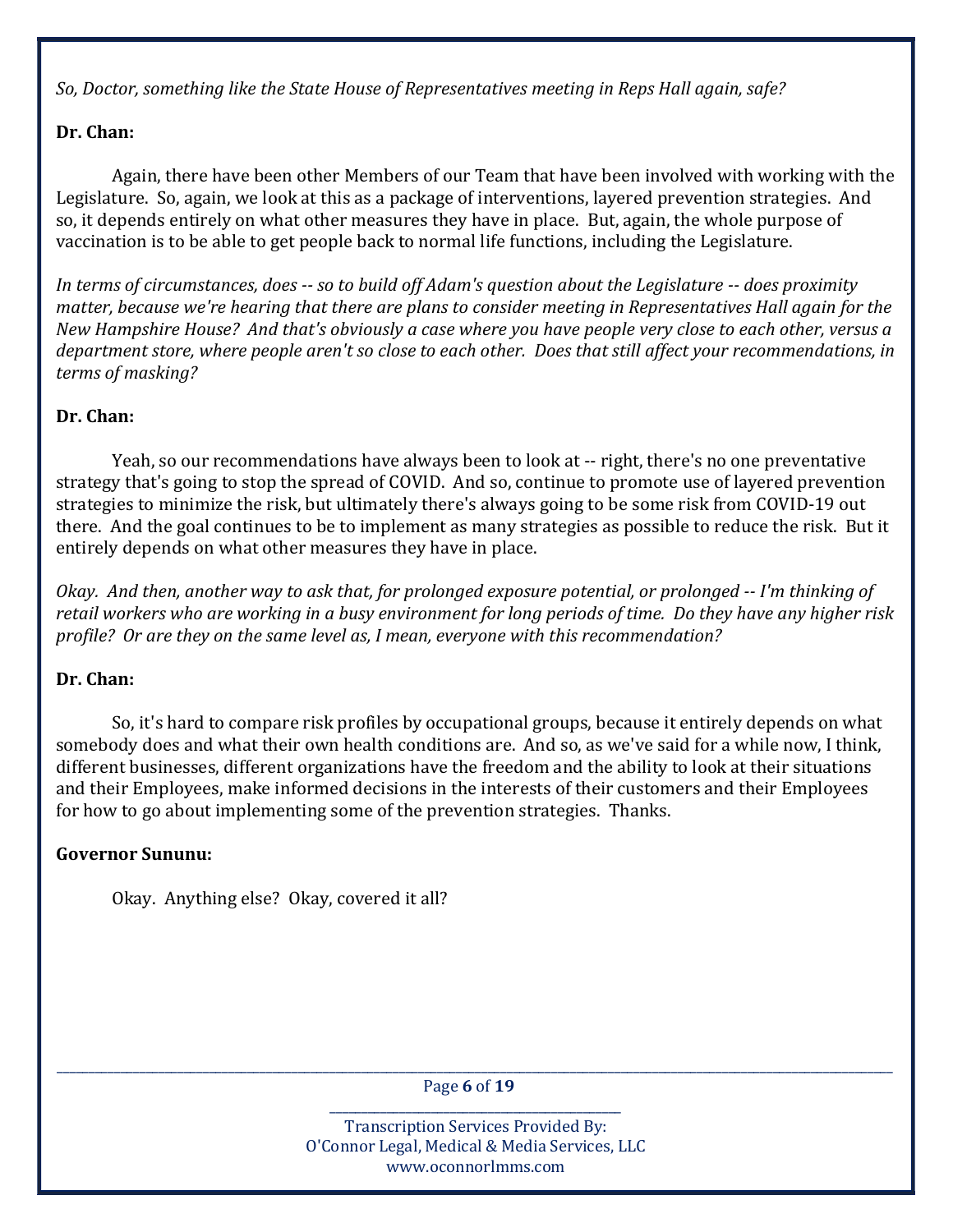*So, Doctor, something like the State House of Representatives meeting in Reps Hall again, safe?*

**Dr. Chan:**

Again, there have been other Members of our Team that have been involved with working with the Legislature. So, again, we look at this as a package of interventions, layered prevention strategies. And so, it depends entirely on what other measures they have in place. But, again, the whole purpose of vaccination is to be able to get people back to normal life functions, including the Legislature.

*In terms of circumstances, does -- so to build off Adam's question about the Legislature -- does proximity matter, because we're hearing that there are plans to consider meeting in Representatives Hall again for the New Hampshire House? And that's obviously a case where you have people very close to each other, versus a department store, where people aren't so close to each other. Does that still affect your recommendations, in terms of masking?*

**Dr. Chan:**

Yeah, so our recommendations have always been to look at -- right, there's no one preventative strategy that's going to stop the spread of COVID. And so, continue to promote use of layered prevention strategies to minimize the risk, but ultimately there's always going to be some risk from COVID-19 out there. And the goal continues to be to implement as many strategies as possible to reduce the risk. But it entirely depends on what other measures they have in place.

*Okay. And then, another way to ask that, for prolonged exposure potential, or prolonged -- I'm thinking of retail workers who are working in a busy environment for long periods of time. Do they have any higher risk profile? Or are they on the same level as, I mean, everyone with this recommendation?*

**Dr. Chan:**

So, it's hard to compare risk profiles by occupational groups, because it entirely depends on what somebody does and what their own health conditions are. And so, as we've said for a while now, I think, different businesses, different organizations have the freedom and the ability to look at their situations and their Employees, make informed decisions in the interests of their customers and their Employees for how to go about implementing some of the prevention strategies. Thanks.

**Governor Sununu:**

Okay. Anything else? Okay, covered it all?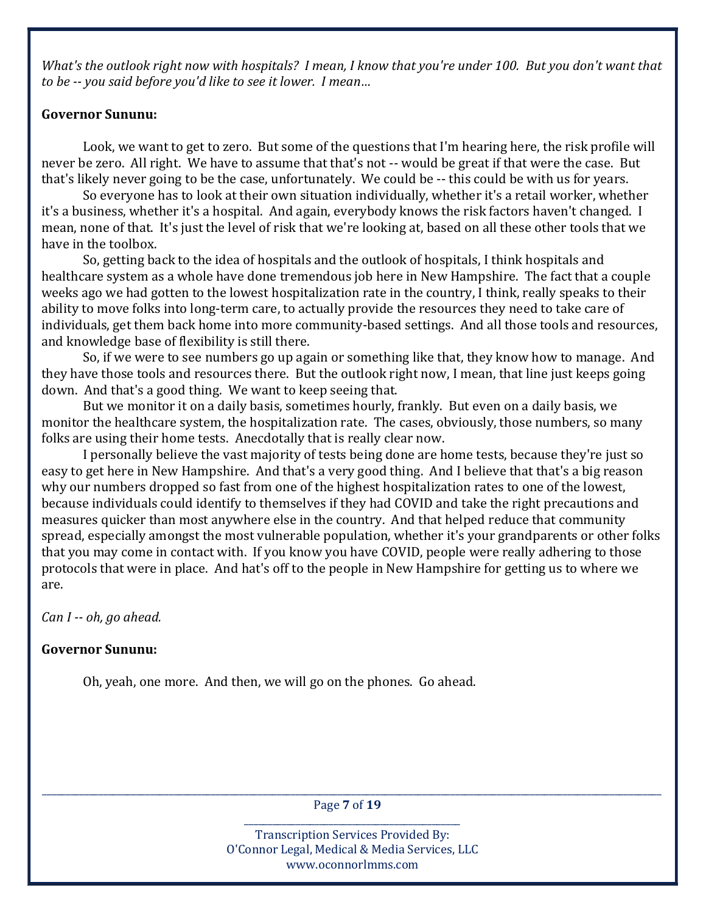*What's the outlook right now with hospitals? I mean, I know that you're under 100. But you don't want that to be -- you said before you'd like to see it lower. I mean…*

**Governor Sununu:**

Look, we want to get to zero. But some of the questions that I'm hearing here, the risk profile will never be zero. All right. We have to assume that that's not -- would be great if that were the case. But that's likely never going to be the case, unfortunately. We could be -- this could be with us for years.

So everyone has to look at their own situation individually, whether it's a retail worker, whether it's a business, whether it's a hospital. And again, everybody knows the risk factors haven't changed. I mean, none of that. It's just the level of risk that we're looking at, based on all these other tools that we have in the toolbox.

So, getting back to the idea of hospitals and the outlook of hospitals, I think hospitals and healthcare system as a whole have done tremendous job here in New Hampshire. The fact that a couple weeks ago we had gotten to the lowest hospitalization rate in the country, I think, really speaks to their ability to move folks into long-term care, to actually provide the resources they need to take care of individuals, get them back home into more community-based settings. And all those tools and resources, and knowledge base of flexibility is still there.

So, if we were to see numbers go up again or something like that, they know how to manage. And they have those tools and resources there. But the outlook right now, I mean, that line just keeps going down. And that's a good thing. We want to keep seeing that.

But we monitor it on a daily basis, sometimes hourly, frankly. But even on a daily basis, we monitor the healthcare system, the hospitalization rate. The cases, obviously, those numbers, so many folks are using their home tests. Anecdotally that is really clear now.

I personally believe the vast majority of tests being done are home tests, because they're just so easy to get here in New Hampshire. And that's a very good thing. And I believe that that's a big reason why our numbers dropped so fast from one of the highest hospitalization rates to one of the lowest, because individuals could identify to themselves if they had COVID and take the right precautions and measures quicker than most anywhere else in the country. And that helped reduce that community spread, especially amongst the most vulnerable population, whether it's your grandparents or other folks that you may come in contact with. If you know you have COVID, people were really adhering to those protocols that were in place. And hat's off to the people in New Hampshire for getting us to where we are.

*Can I -- oh, go ahead.*

**Governor Sununu:**

Oh, yeah, one more. And then, we will go on the phones. Go ahead.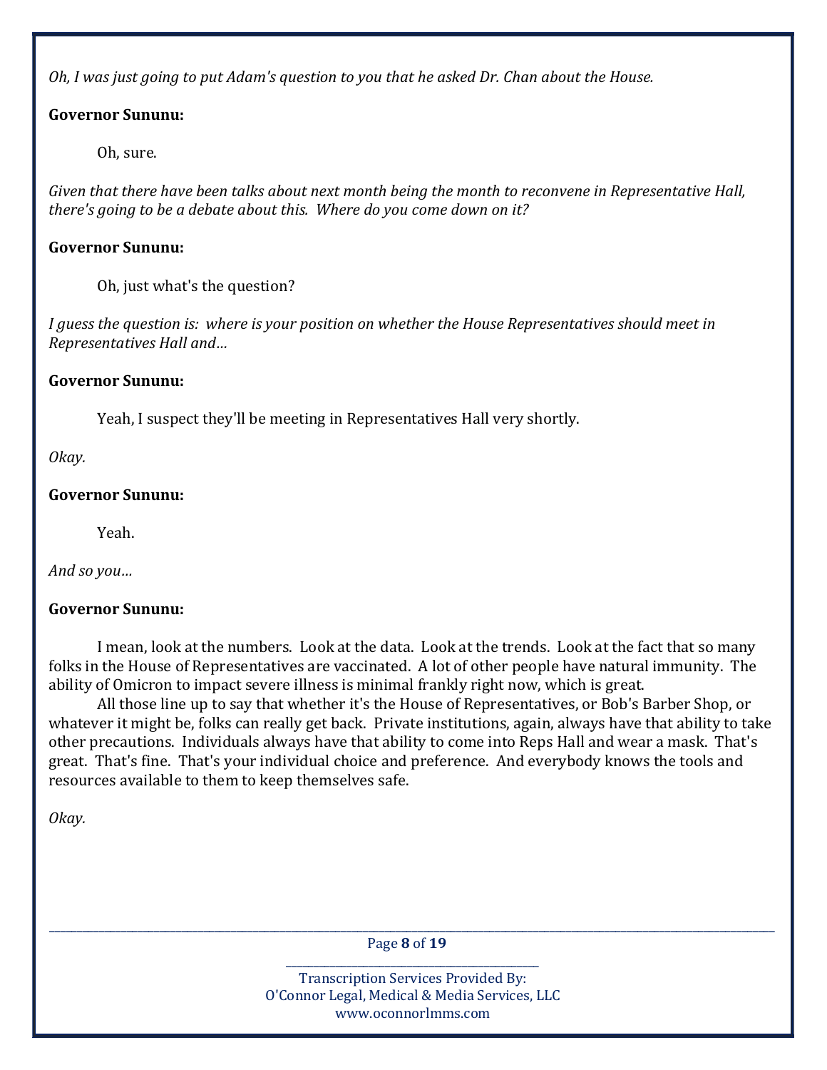*Oh, I was just going to put Adam's question to you that he asked Dr. Chan about the House.*

**Governor Sununu:**

Oh, sure.

*Given that there have been talks about next month being the month to reconvene in Representative Hall, there's going to be a debate about this. Where do you come down on it?*

**Governor Sununu:**

Oh, just what's the question?

*I guess the question is: where is your position on whether the House Representatives should meet in Representatives Hall and…*

**Governor Sununu:**

Yeah, I suspect they'll be meeting in Representatives Hall very shortly.

*Okay.*

**Governor Sununu:**

Yeah.

*And so you…*

**Governor Sununu:**

I mean, look at the numbers. Look at the data. Look at the trends. Look at the fact that so many folks in the House of Representatives are vaccinated. A lot of other people have natural immunity. The ability of Omicron to impact severe illness is minimal frankly right now, which is great.

All those line up to say that whether it's the House of Representatives, or Bob's Barber Shop, or whatever it might be, folks can really get back. Private institutions, again, always have that ability to take other precautions. Individuals always have that ability to come into Reps Hall and wear a mask. That's great. That's fine. That's your individual choice and preference. And everybody knows the tools and resources available to them to keep themselves safe.

*Okay.*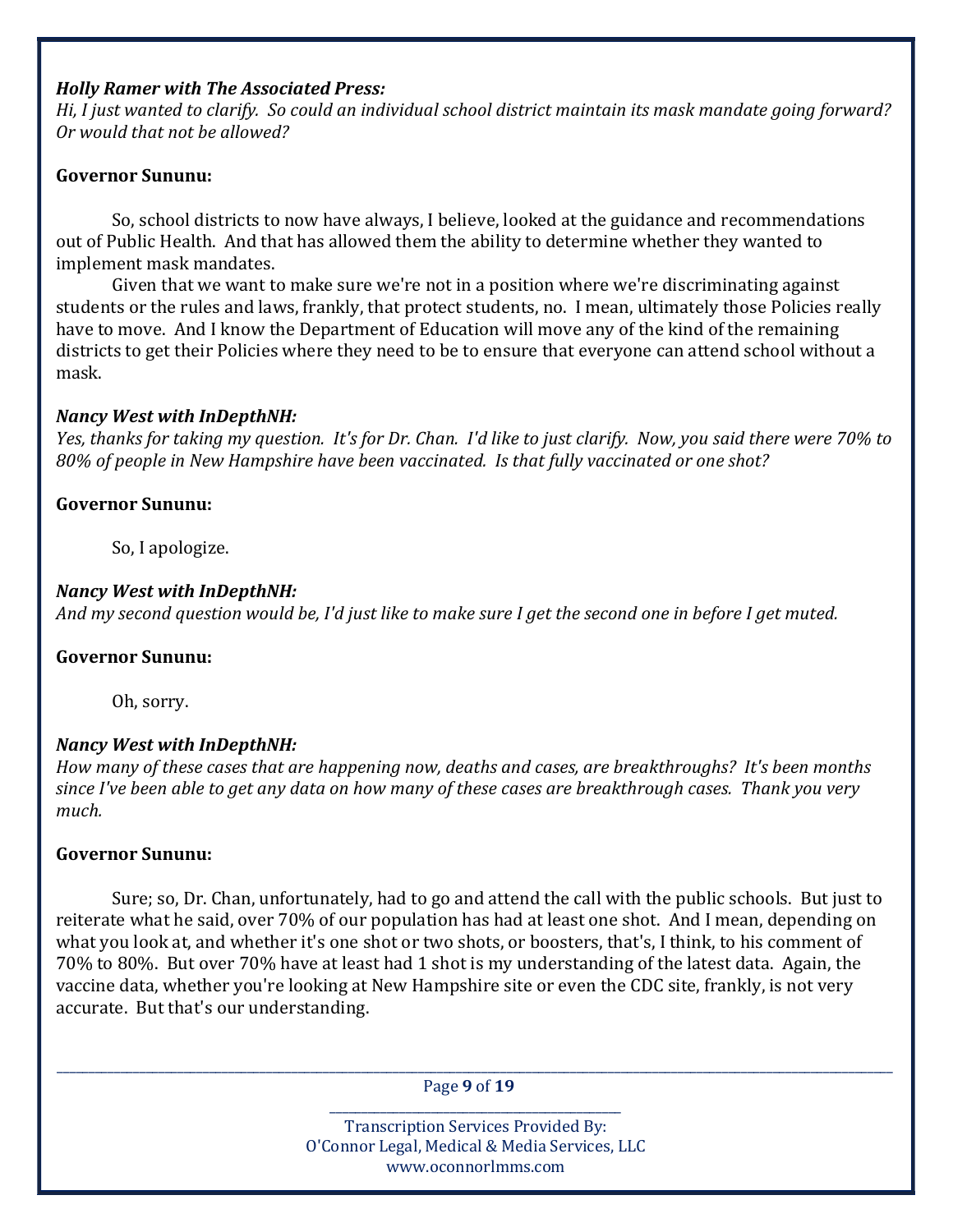***Holly Ramer with The Associated Press:***
*Hi, I just wanted to clarify. So could an individual school district maintain its mask mandate going forward? Or would that not be allowed?*

**Governor Sununu:**

So, school districts to now have always, I believe, looked at the guidance and recommendations out of Public Health. And that has allowed them the ability to determine whether they wanted to implement mask mandates.

Given that we want to make sure we're not in a position where we're discriminating against students or the rules and laws, frankly, that protect students, no. I mean, ultimately those Policies really have to move. And I know the Department of Education will move any of the kind of the remaining districts to get their Policies where they need to be to ensure that everyone can attend school without a mask.

***Nancy West with InDepthNH:***
*Yes, thanks for taking my question. It's for Dr. Chan. I'd like to just clarify. Now, you said there were 70% to 80% of people in New Hampshire have been vaccinated. Is that fully vaccinated or one shot?*

**Governor Sununu:**

So, I apologize.

***Nancy West with InDepthNH:***
*And my second question would be, I'd just like to make sure I get the second one in before I get muted.*

**Governor Sununu:**

Oh, sorry.

***Nancy West with InDepthNH:***
*How many of these cases that are happening now, deaths and cases, are breakthroughs? It's been months since I've been able to get any data on how many of these cases are breakthrough cases. Thank you very much.*

**Governor Sununu:**

Sure; so, Dr. Chan, unfortunately, had to go and attend the call with the public schools. But just to reiterate what he said, over 70% of our population has had at least one shot. And I mean, depending on what you look at, and whether it's one shot or two shots, or boosters, that's, I think, to his comment of 70% to 80%. But over 70% have at least had 1 shot is my understanding of the latest data. Again, the vaccine data, whether you're looking at New Hampshire site or even the CDC site, frankly, is not very accurate. But that's our understanding.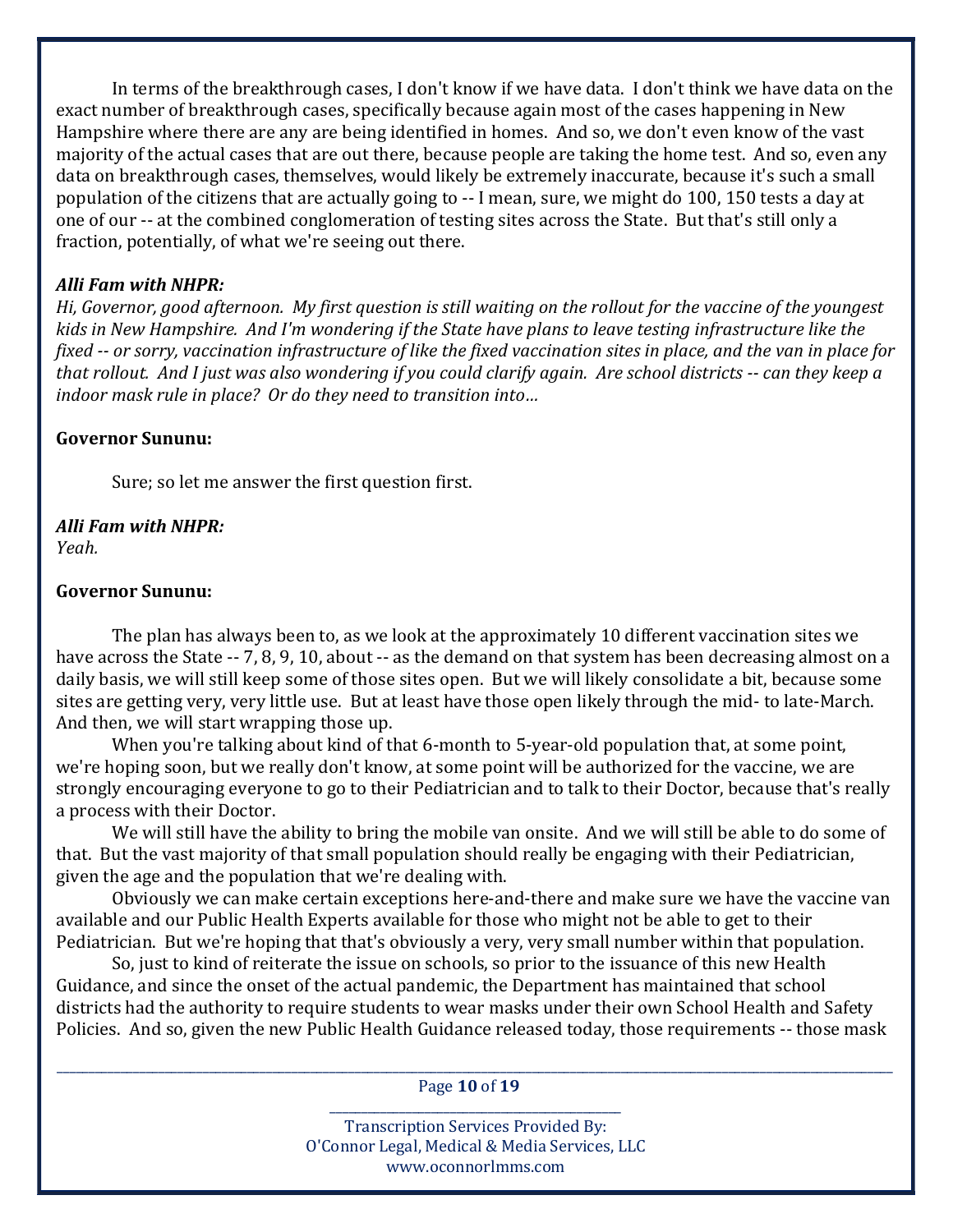In terms of the breakthrough cases, I don't know if we have data. I don't think we have data on the exact number of breakthrough cases, specifically because again most of the cases happening in New Hampshire where there are any are being identified in homes. And so, we don't even know of the vast majority of the actual cases that are out there, because people are taking the home test. And so, even any data on breakthrough cases, themselves, would likely be extremely inaccurate, because it's such a small population of the citizens that are actually going to -- I mean, sure, we might do 100, 150 tests a day at one of our -- at the combined conglomeration of testing sites across the State. But that's still only a fraction, potentially, of what we're seeing out there.

***Alli Fam with NHPR:***
*Hi, Governor, good afternoon. My first question is still waiting on the rollout for the vaccine of the youngest kids in New Hampshire. And I'm wondering if the State have plans to leave testing infrastructure like the fixed -- or sorry, vaccination infrastructure of like the fixed vaccination sites in place, and the van in place for that rollout. And I just was also wondering if you could clarify again. Are school districts -- can they keep a indoor mask rule in place? Or do they need to transition into…*

**Governor Sununu:**

Sure; so let me answer the first question first.

***Alli Fam with NHPR:***
*Yeah.*

**Governor Sununu:**

The plan has always been to, as we look at the approximately 10 different vaccination sites we have across the State -- 7, 8, 9, 10, about -- as the demand on that system has been decreasing almost on a daily basis, we will still keep some of those sites open. But we will likely consolidate a bit, because some sites are getting very, very little use. But at least have those open likely through the mid- to late-March. And then, we will start wrapping those up.

When you're talking about kind of that 6-month to 5-year-old population that, at some point, we're hoping soon, but we really don't know, at some point will be authorized for the vaccine, we are strongly encouraging everyone to go to their Pediatrician and to talk to their Doctor, because that's really a process with their Doctor.

We will still have the ability to bring the mobile van onsite. And we will still be able to do some of that. But the vast majority of that small population should really be engaging with their Pediatrician, given the age and the population that we're dealing with.

Obviously we can make certain exceptions here-and-there and make sure we have the vaccine van available and our Public Health Experts available for those who might not be able to get to their Pediatrician. But we're hoping that that's obviously a very, very small number within that population.

So, just to kind of reiterate the issue on schools, so prior to the issuance of this new Health Guidance, and since the onset of the actual pandemic, the Department has maintained that school districts had the authority to require students to wear masks under their own School Health and Safety Policies. And so, given the new Public Health Guidance released today, those requirements -- those mask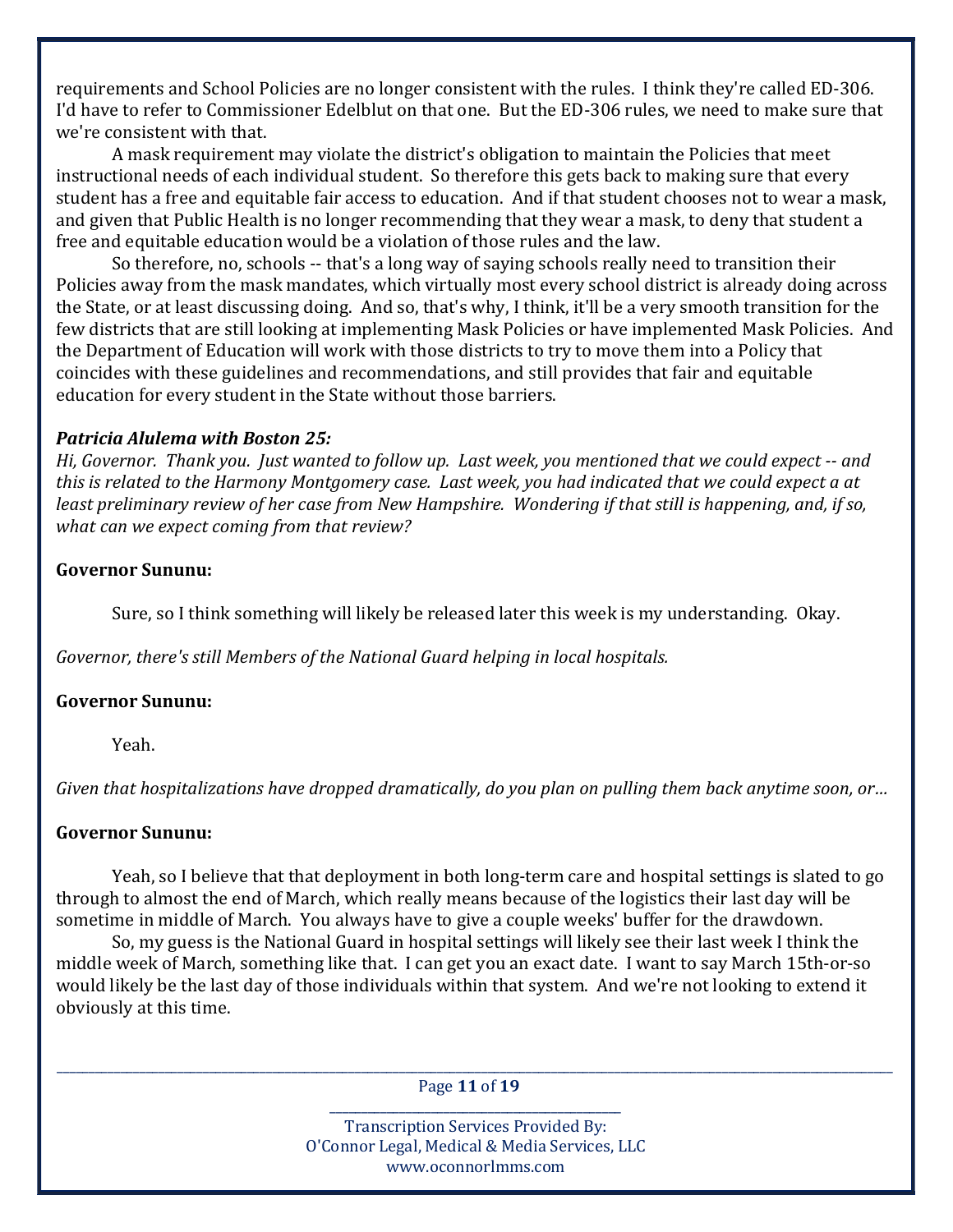requirements and School Policies are no longer consistent with the rules. I think they're called ED-306. I'd have to refer to Commissioner Edelblut on that one. But the ED-306 rules, we need to make sure that we're consistent with that.

A mask requirement may violate the district's obligation to maintain the Policies that meet instructional needs of each individual student. So therefore this gets back to making sure that every student has a free and equitable fair access to education. And if that student chooses not to wear a mask, and given that Public Health is no longer recommending that they wear a mask, to deny that student a free and equitable education would be a violation of those rules and the law.

So therefore, no, schools -- that's a long way of saying schools really need to transition their Policies away from the mask mandates, which virtually most every school district is already doing across the State, or at least discussing doing. And so, that's why, I think, it'll be a very smooth transition for the few districts that are still looking at implementing Mask Policies or have implemented Mask Policies. And the Department of Education will work with those districts to try to move them into a Policy that coincides with these guidelines and recommendations, and still provides that fair and equitable education for every student in the State without those barriers.

***Patricia Alulema with Boston 25:***

*Hi, Governor. Thank you. Just wanted to follow up. Last week, you mentioned that we could expect -- and this is related to the Harmony Montgomery case. Last week, you had indicated that we could expect a at least preliminary review of her case from New Hampshire. Wondering if that still is happening, and, if so, what can we expect coming from that review?*

**Governor Sununu:**

Sure, so I think something will likely be released later this week is my understanding. Okay.

*Governor, there's still Members of the National Guard helping in local hospitals.*

**Governor Sununu:**

Yeah.

*Given that hospitalizations have dropped dramatically, do you plan on pulling them back anytime soon, or…*

**Governor Sununu:**

Yeah, so I believe that that deployment in both long-term care and hospital settings is slated to go through to almost the end of March, which really means because of the logistics their last day will be sometime in middle of March. You always have to give a couple weeks' buffer for the drawdown.

So, my guess is the National Guard in hospital settings will likely see their last week I think the middle week of March, something like that. I can get you an exact date. I want to say March 15th-or-so would likely be the last day of those individuals within that system. And we're not looking to extend it obviously at this time.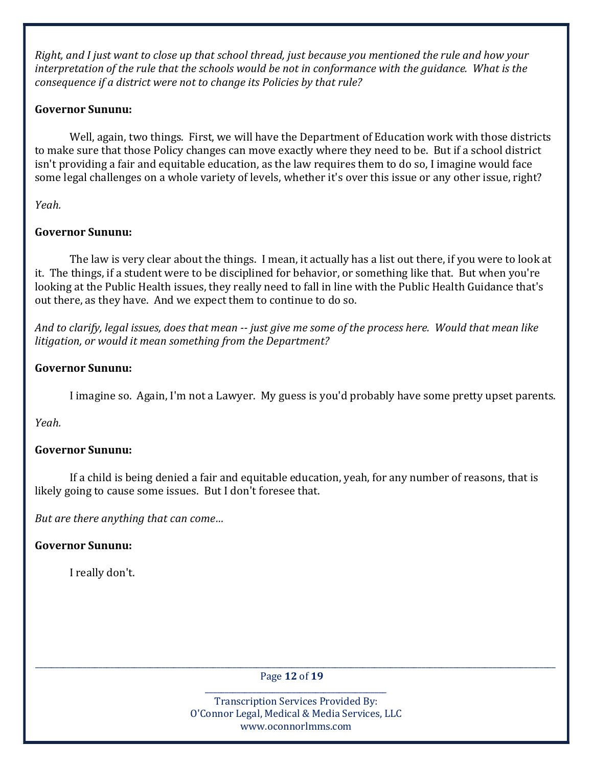*Right, and I just want to close up that school thread, just because you mentioned the rule and how your interpretation of the rule that the schools would be not in conformance with the guidance. What is the consequence if a district were not to change its Policies by that rule?*

**Governor Sununu:**

Well, again, two things. First, we will have the Department of Education work with those districts to make sure that those Policy changes can move exactly where they need to be. But if a school district isn't providing a fair and equitable education, as the law requires them to do so, I imagine would face some legal challenges on a whole variety of levels, whether it's over this issue or any other issue, right?

*Yeah.*

**Governor Sununu:**

The law is very clear about the things. I mean, it actually has a list out there, if you were to look at it. The things, if a student were to be disciplined for behavior, or something like that. But when you're looking at the Public Health issues, they really need to fall in line with the Public Health Guidance that's out there, as they have. And we expect them to continue to do so.

*And to clarify, legal issues, does that mean -- just give me some of the process here. Would that mean like litigation, or would it mean something from the Department?*

**Governor Sununu:**

I imagine so. Again, I'm not a Lawyer. My guess is you'd probably have some pretty upset parents.

*Yeah.*

**Governor Sununu:**

If a child is being denied a fair and equitable education, yeah, for any number of reasons, that is likely going to cause some issues. But I don't foresee that.

*But are there anything that can come…*

**Governor Sununu:**

I really don't.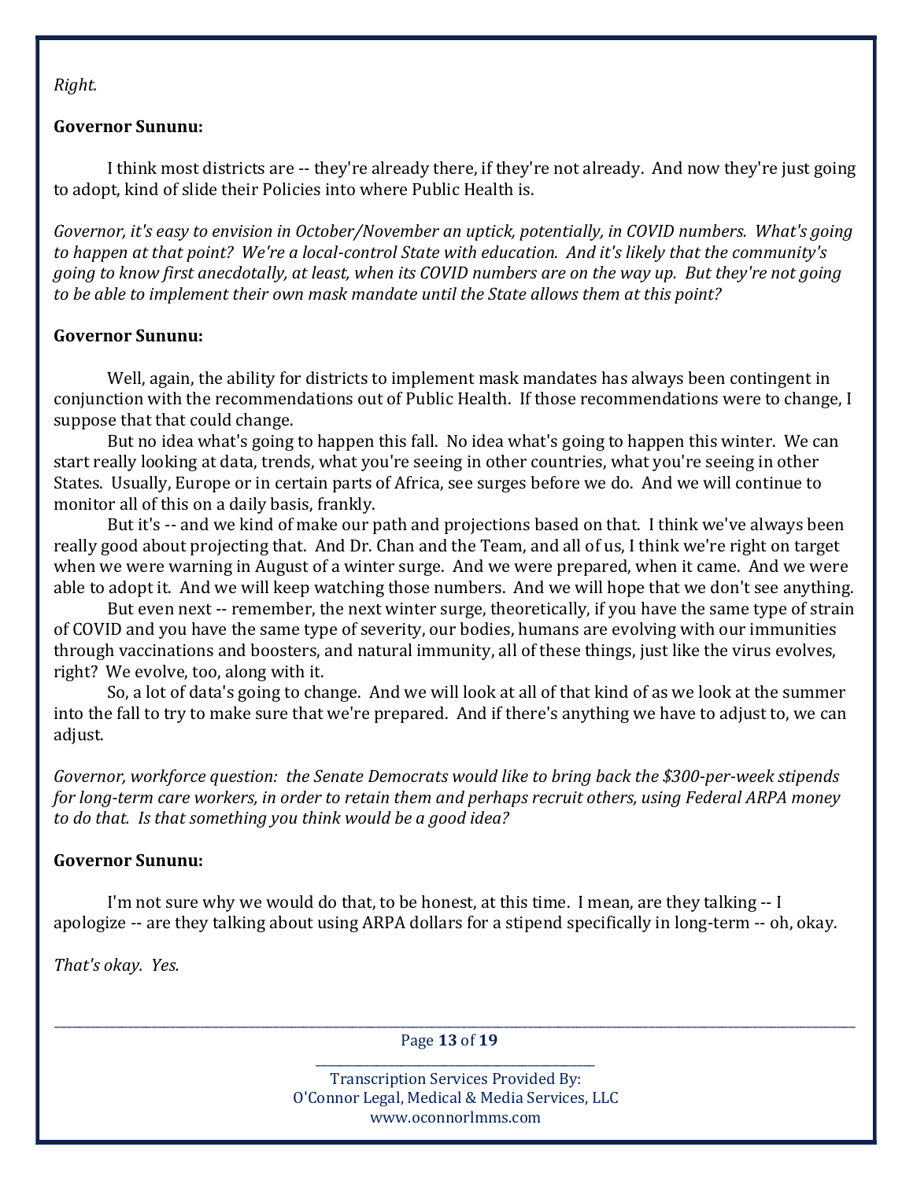*Right.*

**Governor Sununu:**

I think most districts are -- they're already there, if they're not already. And now they're just going to adopt, kind of slide their Policies into where Public Health is.

*Governor, it's easy to envision in October/November an uptick, potentially, in COVID numbers. What's going to happen at that point? We're a local-control State with education. And it's likely that the community's going to know first anecdotally, at least, when its COVID numbers are on the way up. But they're not going to be able to implement their own mask mandate until the State allows them at this point?*

**Governor Sununu:**

Well, again, the ability for districts to implement mask mandates has always been contingent in conjunction with the recommendations out of Public Health. If those recommendations were to change, I suppose that that could change.

But no idea what's going to happen this fall. No idea what's going to happen this winter. We can start really looking at data, trends, what you're seeing in other countries, what you're seeing in other States. Usually, Europe or in certain parts of Africa, see surges before we do. And we will continue to monitor all of this on a daily basis, frankly.

But it's -- and we kind of make our path and projections based on that. I think we've always been really good about projecting that. And Dr. Chan and the Team, and all of us, I think we're right on target when we were warning in August of a winter surge. And we were prepared, when it came. And we were able to adopt it. And we will keep watching those numbers. And we will hope that we don't see anything.

But even next -- remember, the next winter surge, theoretically, if you have the same type of strain of COVID and you have the same type of severity, our bodies, humans are evolving with our immunities through vaccinations and boosters, and natural immunity, all of these things, just like the virus evolves, right? We evolve, too, along with it.

So, a lot of data's going to change. And we will look at all of that kind of as we look at the summer into the fall to try to make sure that we're prepared. And if there's anything we have to adjust to, we can adjust.

*Governor, workforce question: the Senate Democrats would like to bring back the $300-per-week stipends for long-term care workers, in order to retain them and perhaps recruit others, using Federal ARPA money to do that. Is that something you think would be a good idea?*

**Governor Sununu:**

I'm not sure why we would do that, to be honest, at this time. I mean, are they talking -- I apologize -- are they talking about using ARPA dollars for a stipend specifically in long-term -- oh, okay.

*That's okay. Yes.*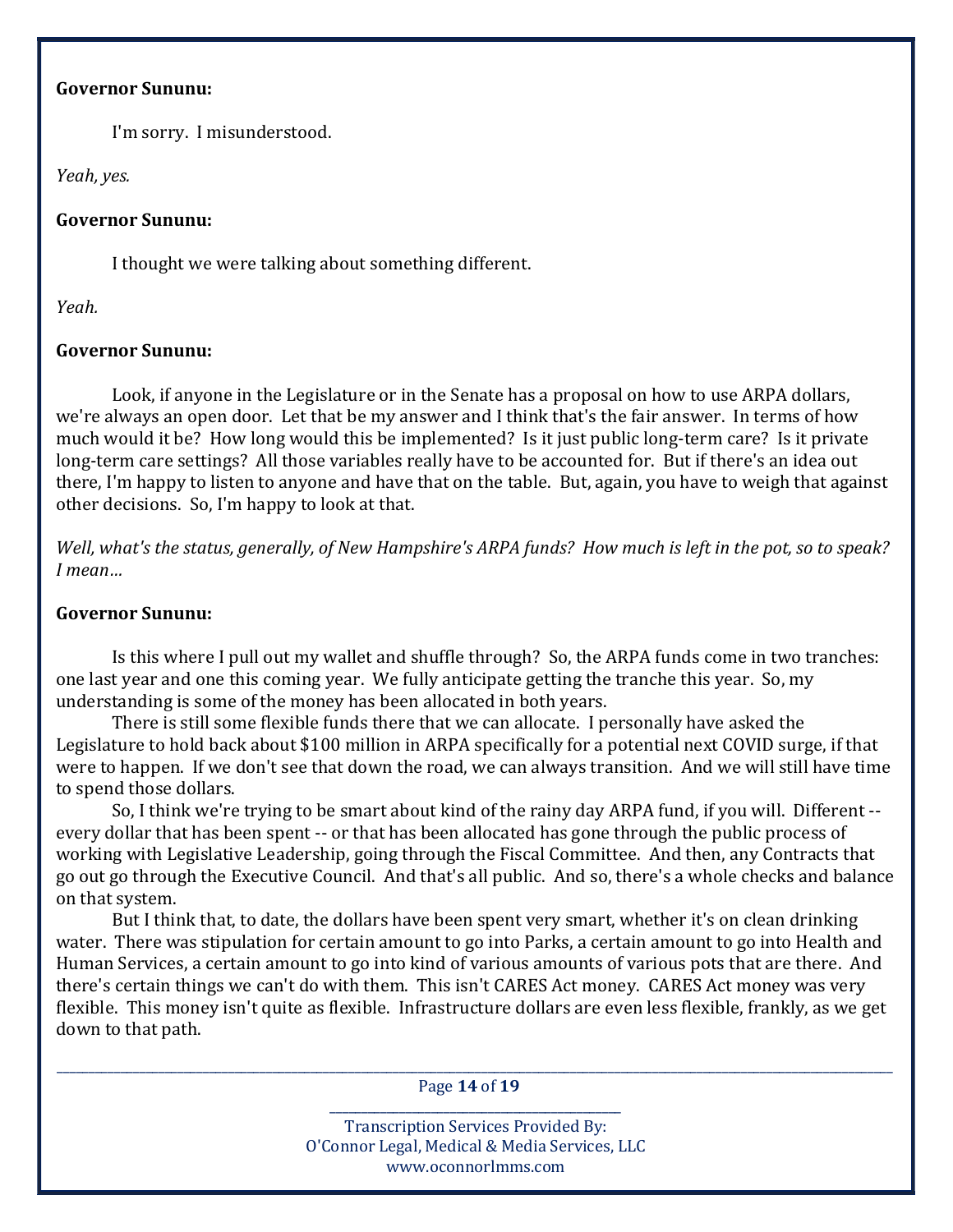**Governor Sununu:**

I'm sorry. I misunderstood.

*Yeah, yes.*

**Governor Sununu:**

I thought we were talking about something different.

*Yeah.*

**Governor Sununu:**

Look, if anyone in the Legislature or in the Senate has a proposal on how to use ARPA dollars, we're always an open door. Let that be my answer and I think that's the fair answer. In terms of how much would it be? How long would this be implemented? Is it just public long-term care? Is it private long-term care settings? All those variables really have to be accounted for. But if there's an idea out there, I'm happy to listen to anyone and have that on the table. But, again, you have to weigh that against other decisions. So, I'm happy to look at that.

*Well, what's the status, generally, of New Hampshire's ARPA funds? How much is left in the pot, so to speak? I mean…*

**Governor Sununu:**

Is this where I pull out my wallet and shuffle through? So, the ARPA funds come in two tranches: one last year and one this coming year. We fully anticipate getting the tranche this year. So, my understanding is some of the money has been allocated in both years.

There is still some flexible funds there that we can allocate. I personally have asked the Legislature to hold back about $100 million in ARPA specifically for a potential next COVID surge, if that were to happen. If we don't see that down the road, we can always transition. And we will still have time to spend those dollars.

So, I think we're trying to be smart about kind of the rainy day ARPA fund, if you will. Different -- every dollar that has been spent -- or that has been allocated has gone through the public process of working with Legislative Leadership, going through the Fiscal Committee. And then, any Contracts that go out go through the Executive Council. And that's all public. And so, there's a whole checks and balance on that system.

But I think that, to date, the dollars have been spent very smart, whether it's on clean drinking water. There was stipulation for certain amount to go into Parks, a certain amount to go into Health and Human Services, a certain amount to go into kind of various amounts of various pots that are there. And there's certain things we can't do with them. This isn't CARES Act money. CARES Act money was very flexible. This money isn't quite as flexible. Infrastructure dollars are even less flexible, frankly, as we get down to that path.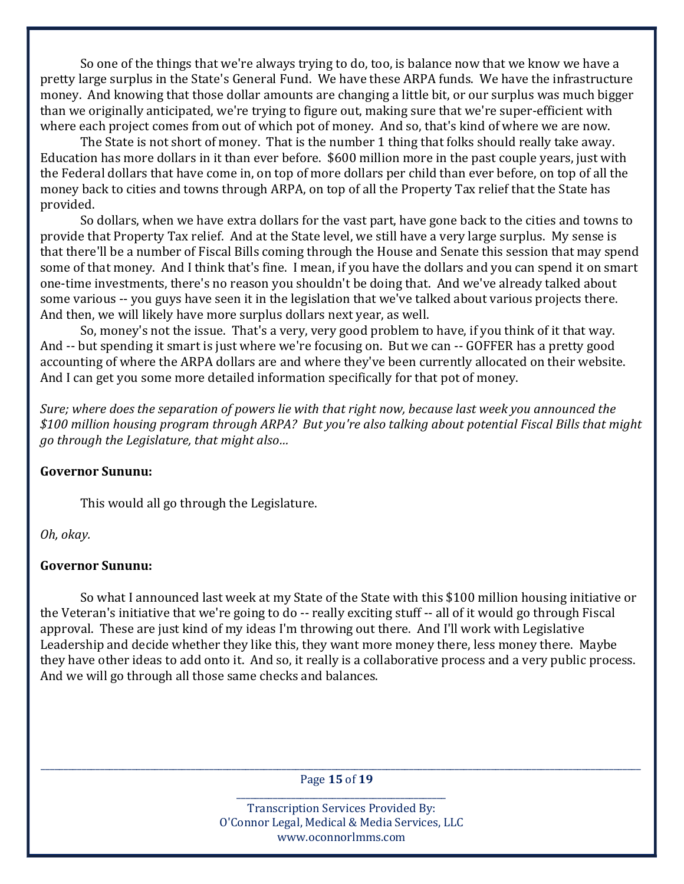So one of the things that we're always trying to do, too, is balance now that we know we have a pretty large surplus in the State's General Fund. We have these ARPA funds. We have the infrastructure money. And knowing that those dollar amounts are changing a little bit, or our surplus was much bigger than we originally anticipated, we're trying to figure out, making sure that we're super-efficient with where each project comes from out of which pot of money. And so, that's kind of where we are now.

The State is not short of money. That is the number 1 thing that folks should really take away. Education has more dollars in it than ever before. $600 million more in the past couple years, just with the Federal dollars that have come in, on top of more dollars per child than ever before, on top of all the money back to cities and towns through ARPA, on top of all the Property Tax relief that the State has provided.

So dollars, when we have extra dollars for the vast part, have gone back to the cities and towns to provide that Property Tax relief. And at the State level, we still have a very large surplus. My sense is that there'll be a number of Fiscal Bills coming through the House and Senate this session that may spend some of that money. And I think that's fine. I mean, if you have the dollars and you can spend it on smart one-time investments, there's no reason you shouldn't be doing that. And we've already talked about some various -- you guys have seen it in the legislation that we've talked about various projects there. And then, we will likely have more surplus dollars next year, as well.

So, money's not the issue. That's a very, very good problem to have, if you think of it that way. And -- but spending it smart is just where we're focusing on. But we can -- GOFFER has a pretty good accounting of where the ARPA dollars are and where they've been currently allocated on their website. And I can get you some more detailed information specifically for that pot of money.

*Sure; where does the separation of powers lie with that right now, because last week you announced the $100 million housing program through ARPA? But you're also talking about potential Fiscal Bills that might go through the Legislature, that might also…*

**Governor Sununu:**

This would all go through the Legislature.

*Oh, okay.*

**Governor Sununu:**

So what I announced last week at my State of the State with this $100 million housing initiative or the Veteran's initiative that we're going to do -- really exciting stuff -- all of it would go through Fiscal approval. These are just kind of my ideas I'm throwing out there. And I'll work with Legislative Leadership and decide whether they like this, they want more money there, less money there. Maybe they have other ideas to add onto it. And so, it really is a collaborative process and a very public process. And we will go through all those same checks and balances.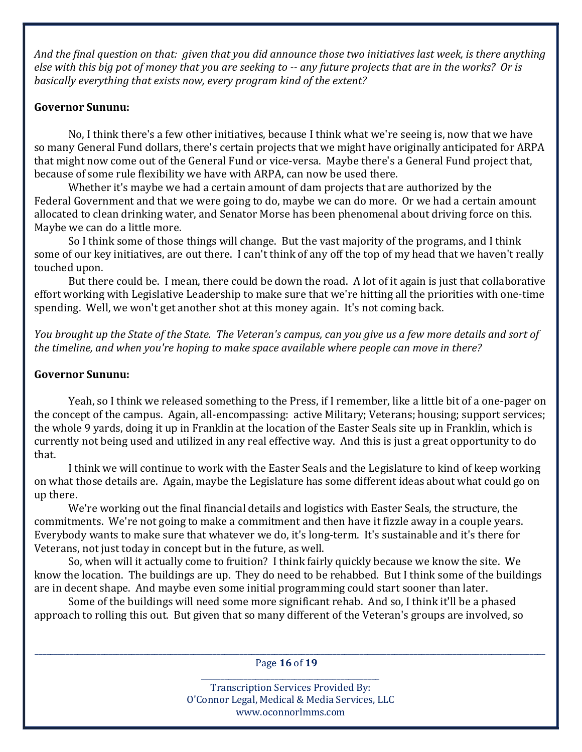*And the final question on that: given that you did announce those two initiatives last week, is there anything else with this big pot of money that you are seeking to -- any future projects that are in the works? Or is basically everything that exists now, every program kind of the extent?*

**Governor Sununu:**

No, I think there's a few other initiatives, because I think what we're seeing is, now that we have so many General Fund dollars, there's certain projects that we might have originally anticipated for ARPA that might now come out of the General Fund or vice-versa. Maybe there's a General Fund project that, because of some rule flexibility we have with ARPA, can now be used there.

Whether it's maybe we had a certain amount of dam projects that are authorized by the Federal Government and that we were going to do, maybe we can do more. Or we had a certain amount allocated to clean drinking water, and Senator Morse has been phenomenal about driving force on this. Maybe we can do a little more.

So I think some of those things will change. But the vast majority of the programs, and I think some of our key initiatives, are out there. I can't think of any off the top of my head that we haven't really touched upon.

But there could be. I mean, there could be down the road. A lot of it again is just that collaborative effort working with Legislative Leadership to make sure that we're hitting all the priorities with one-time spending. Well, we won't get another shot at this money again. It's not coming back.

*You brought up the State of the State. The Veteran's campus, can you give us a few more details and sort of the timeline, and when you're hoping to make space available where people can move in there?*

**Governor Sununu:**

Yeah, so I think we released something to the Press, if I remember, like a little bit of a one-pager on the concept of the campus. Again, all-encompassing: active Military; Veterans; housing; support services; the whole 9 yards, doing it up in Franklin at the location of the Easter Seals site up in Franklin, which is currently not being used and utilized in any real effective way. And this is just a great opportunity to do that.

I think we will continue to work with the Easter Seals and the Legislature to kind of keep working on what those details are. Again, maybe the Legislature has some different ideas about what could go on up there.

We're working out the final financial details and logistics with Easter Seals, the structure, the commitments. We're not going to make a commitment and then have it fizzle away in a couple years. Everybody wants to make sure that whatever we do, it's long-term. It's sustainable and it's there for Veterans, not just today in concept but in the future, as well.

So, when will it actually come to fruition? I think fairly quickly because we know the site. We know the location. The buildings are up. They do need to be rehabbed. But I think some of the buildings are in decent shape. And maybe even some initial programming could start sooner than later.

Some of the buildings will need some more significant rehab. And so, I think it'll be a phased approach to rolling this out. But given that so many different of the Veteran's groups are involved, so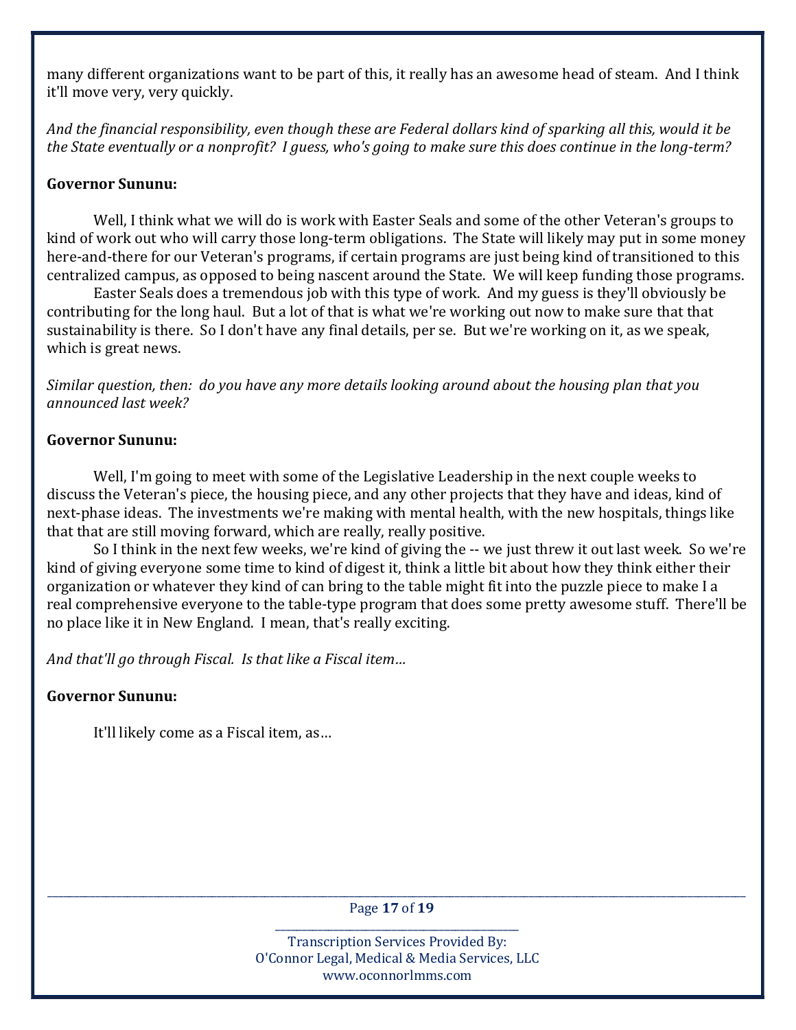many different organizations want to be part of this, it really has an awesome head of steam. And I think it'll move very, very quickly.

*And the financial responsibility, even though these are Federal dollars kind of sparking all this, would it be the State eventually or a nonprofit? I guess, who's going to make sure this does continue in the long-term?*

**Governor Sununu:**

Well, I think what we will do is work with Easter Seals and some of the other Veteran's groups to kind of work out who will carry those long-term obligations. The State will likely may put in some money here-and-there for our Veteran's programs, if certain programs are just being kind of transitioned to this centralized campus, as opposed to being nascent around the State. We will keep funding those programs.

Easter Seals does a tremendous job with this type of work. And my guess is they'll obviously be contributing for the long haul. But a lot of that is what we're working out now to make sure that that sustainability is there. So I don't have any final details, per se. But we're working on it, as we speak, which is great news.

*Similar question, then: do you have any more details looking around about the housing plan that you announced last week?*

**Governor Sununu:**

Well, I'm going to meet with some of the Legislative Leadership in the next couple weeks to discuss the Veteran's piece, the housing piece, and any other projects that they have and ideas, kind of next-phase ideas. The investments we're making with mental health, with the new hospitals, things like that that are still moving forward, which are really, really positive.

So I think in the next few weeks, we're kind of giving the -- we just threw it out last week. So we're kind of giving everyone some time to kind of digest it, think a little bit about how they think either their organization or whatever they kind of can bring to the table might fit into the puzzle piece to make I a real comprehensive everyone to the table-type program that does some pretty awesome stuff. There'll be no place like it in New England. I mean, that's really exciting.

*And that'll go through Fiscal. Is that like a Fiscal item…*

**Governor Sununu:**

It'll likely come as a Fiscal item, as…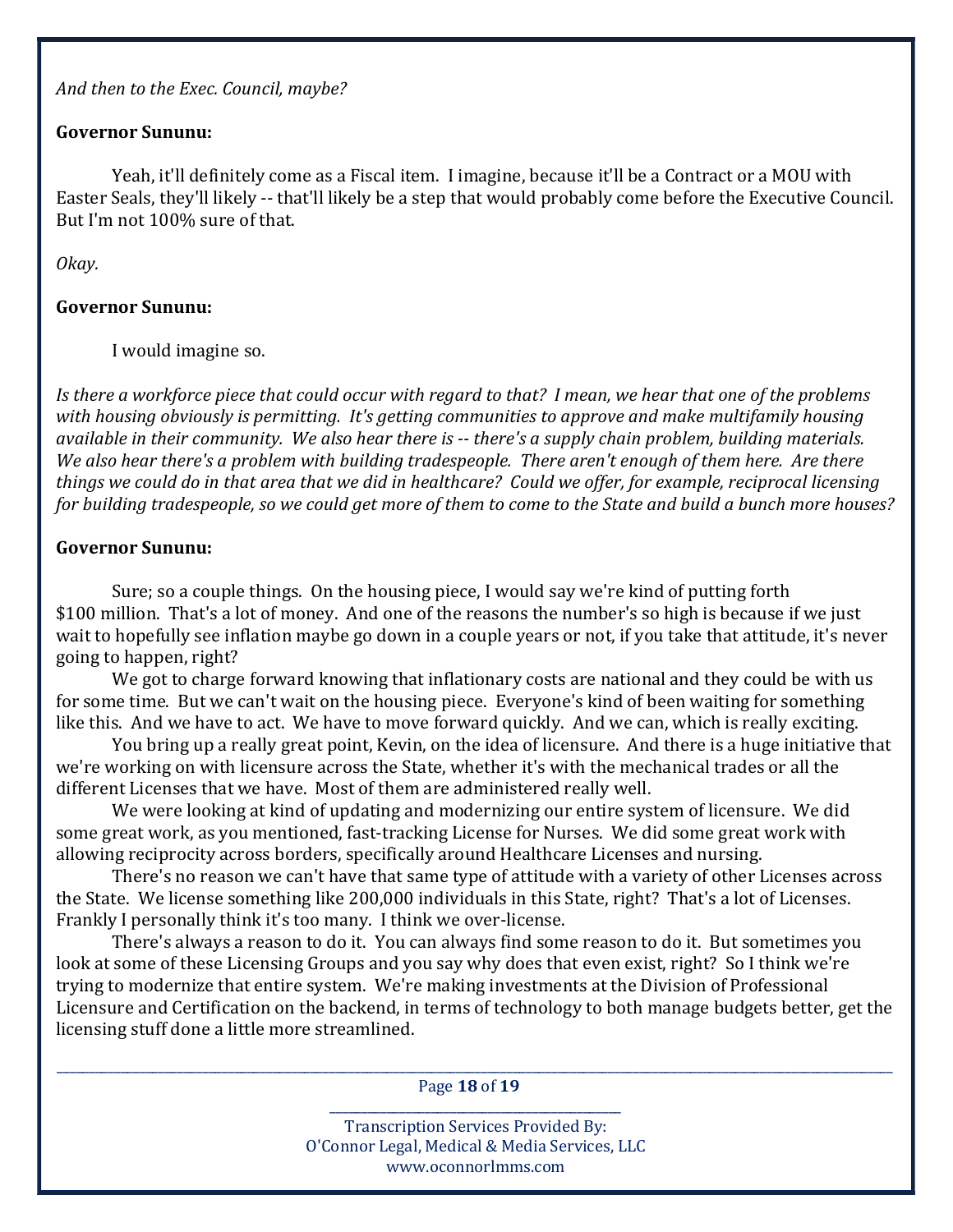*And then to the Exec. Council, maybe?*

**Governor Sununu:**

Yeah, it'll definitely come as a Fiscal item. I imagine, because it'll be a Contract or a MOU with Easter Seals, they'll likely -- that'll likely be a step that would probably come before the Executive Council. But I'm not 100% sure of that.

*Okay.*

**Governor Sununu:**

I would imagine so.

*Is there a workforce piece that could occur with regard to that? I mean, we hear that one of the problems with housing obviously is permitting. It's getting communities to approve and make multifamily housing available in their community. We also hear there is -- there's a supply chain problem, building materials. We also hear there's a problem with building tradespeople. There aren't enough of them here. Are there things we could do in that area that we did in healthcare? Could we offer, for example, reciprocal licensing for building tradespeople, so we could get more of them to come to the State and build a bunch more houses?*

**Governor Sununu:**

Sure; so a couple things. On the housing piece, I would say we're kind of putting forth $100 million. That's a lot of money. And one of the reasons the number's so high is because if we just wait to hopefully see inflation maybe go down in a couple years or not, if you take that attitude, it's never going to happen, right?

We got to charge forward knowing that inflationary costs are national and they could be with us for some time. But we can't wait on the housing piece. Everyone's kind of been waiting for something like this. And we have to act. We have to move forward quickly. And we can, which is really exciting.

You bring up a really great point, Kevin, on the idea of licensure. And there is a huge initiative that we're working on with licensure across the State, whether it's with the mechanical trades or all the different Licenses that we have. Most of them are administered really well.

We were looking at kind of updating and modernizing our entire system of licensure. We did some great work, as you mentioned, fast-tracking License for Nurses. We did some great work with allowing reciprocity across borders, specifically around Healthcare Licenses and nursing.

There's no reason we can't have that same type of attitude with a variety of other Licenses across the State. We license something like 200,000 individuals in this State, right? That's a lot of Licenses. Frankly I personally think it's too many. I think we over-license.

There's always a reason to do it. You can always find some reason to do it. But sometimes you look at some of these Licensing Groups and you say why does that even exist, right? So I think we're trying to modernize that entire system. We're making investments at the Division of Professional Licensure and Certification on the backend, in terms of technology to both manage budgets better, get the licensing stuff done a little more streamlined.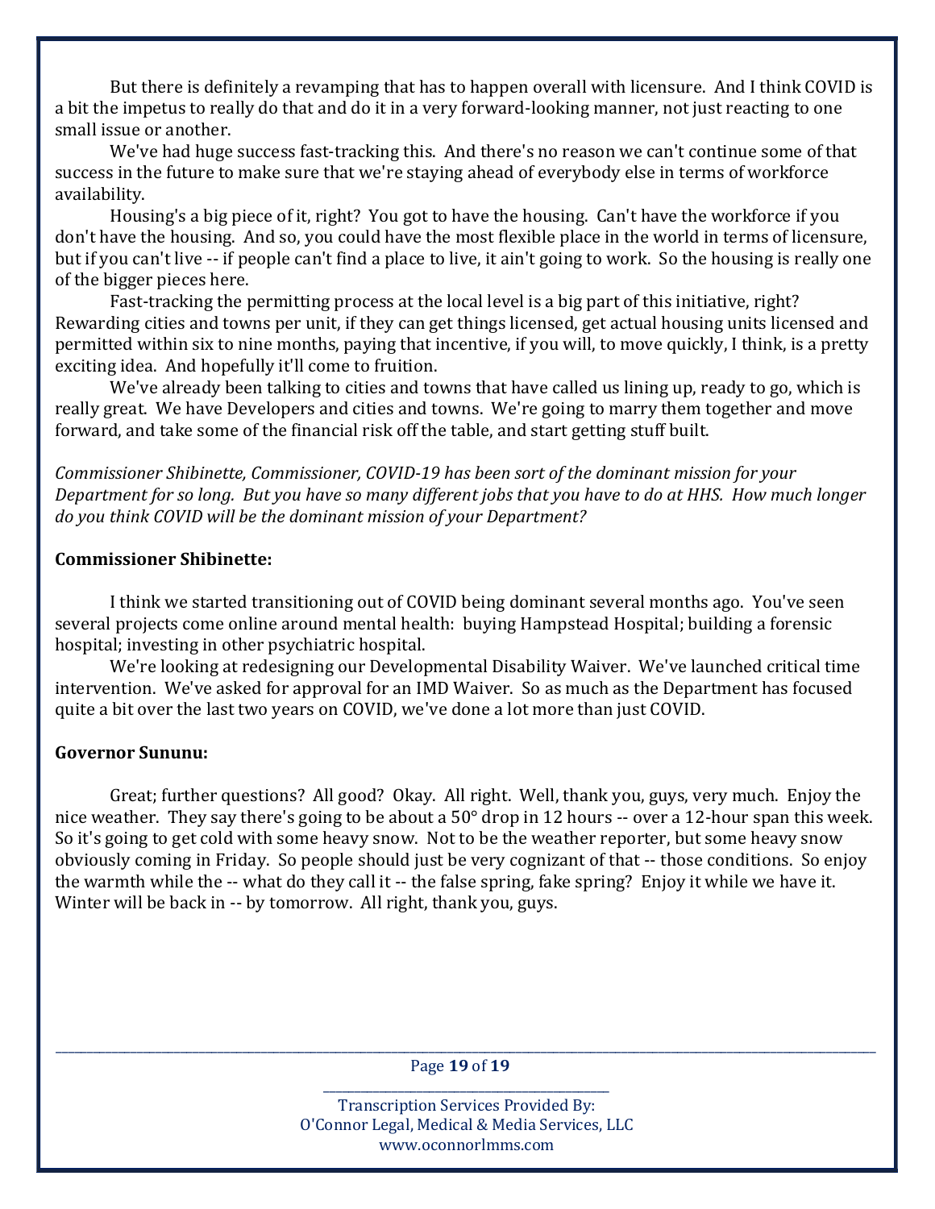But there is definitely a revamping that has to happen overall with licensure. And I think COVID is a bit the impetus to really do that and do it in a very forward-looking manner, not just reacting to one small issue or another.

We've had huge success fast-tracking this. And there's no reason we can't continue some of that success in the future to make sure that we're staying ahead of everybody else in terms of workforce availability.

Housing's a big piece of it, right? You got to have the housing. Can't have the workforce if you don't have the housing. And so, you could have the most flexible place in the world in terms of licensure, but if you can't live -- if people can't find a place to live, it ain't going to work. So the housing is really one of the bigger pieces here.

Fast-tracking the permitting process at the local level is a big part of this initiative, right? Rewarding cities and towns per unit, if they can get things licensed, get actual housing units licensed and permitted within six to nine months, paying that incentive, if you will, to move quickly, I think, is a pretty exciting idea. And hopefully it'll come to fruition.

We've already been talking to cities and towns that have called us lining up, ready to go, which is really great. We have Developers and cities and towns. We're going to marry them together and move forward, and take some of the financial risk off the table, and start getting stuff built.

*Commissioner Shibinette, Commissioner, COVID-19 has been sort of the dominant mission for your Department for so long. But you have so many different jobs that you have to do at HHS. How much longer do you think COVID will be the dominant mission of your Department?*

**Commissioner Shibinette:**

I think we started transitioning out of COVID being dominant several months ago. You've seen several projects come online around mental health: buying Hampstead Hospital; building a forensic hospital; investing in other psychiatric hospital.

We're looking at redesigning our Developmental Disability Waiver. We've launched critical time intervention. We've asked for approval for an IMD Waiver. So as much as the Department has focused quite a bit over the last two years on COVID, we've done a lot more than just COVID.

**Governor Sununu:**

Great; further questions? All good? Okay. All right. Well, thank you, guys, very much. Enjoy the nice weather. They say there's going to be about a 50° drop in 12 hours -- over a 12-hour span this week. So it's going to get cold with some heavy snow. Not to be the weather reporter, but some heavy snow obviously coming in Friday. So people should just be very cognizant of that -- those conditions. So enjoy the warmth while the -- what do they call it -- the false spring, fake spring? Enjoy it while we have it. Winter will be back in -- by tomorrow. All right, thank you, guys.